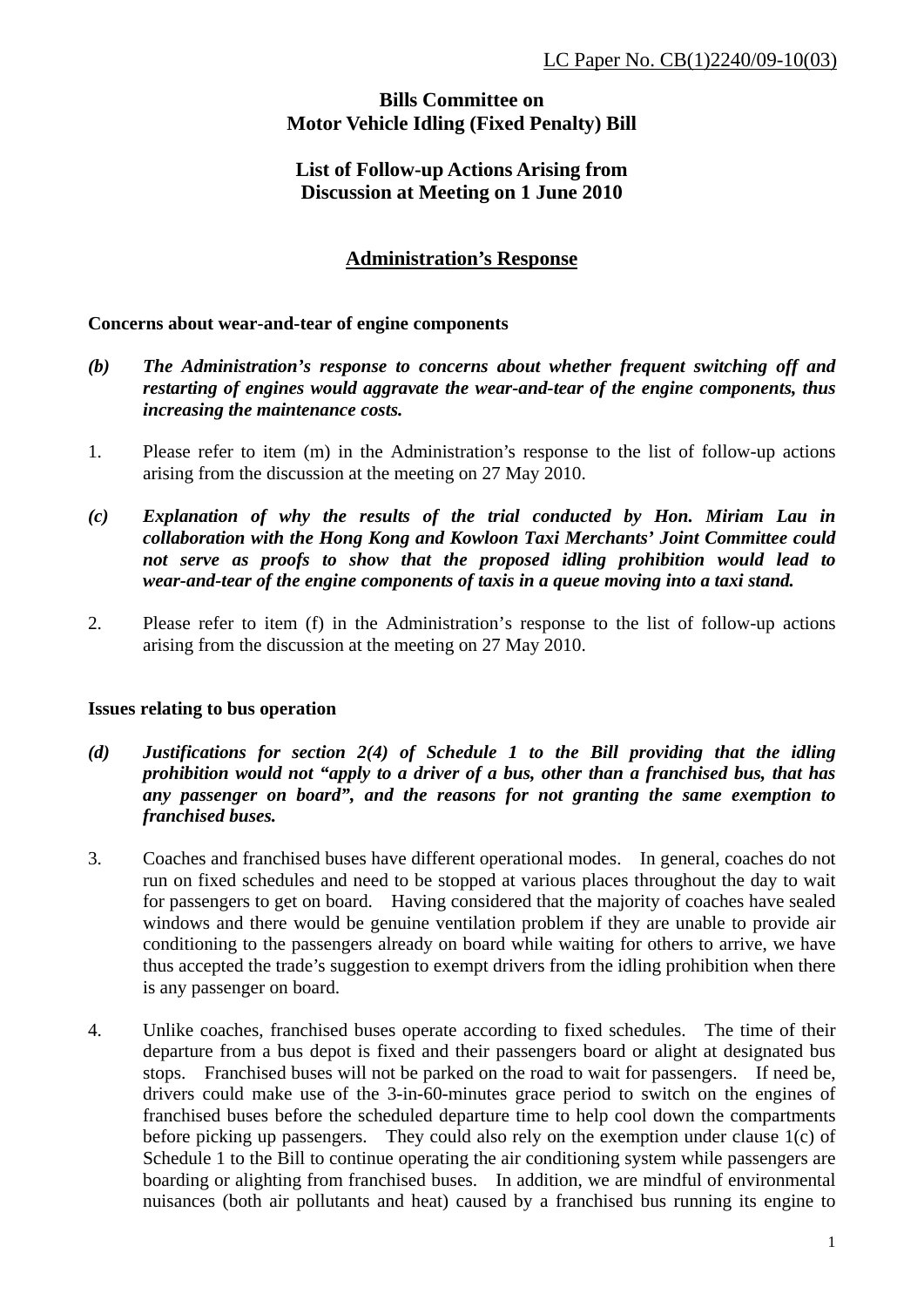LC Paper No. CB(1)2240/09-10(03)

**Bills Committee on**
**Motor Vehicle Idling (Fixed Penalty) Bill**

**List of Follow-up Actions Arising from**
**Discussion at Meeting on 1 June 2010**

## Administration's Response

**Concerns about wear-and-tear of engine components**

*(b)* ***The Administration's response to concerns about whether frequent switching off and restarting of engines would aggravate the wear-and-tear of the engine components, thus increasing the maintenance costs.***

1. Please refer to item (m) in the Administration's response to the list of follow-up actions arising from the discussion at the meeting on 27 May 2010.

*(c)* ***Explanation of why the results of the trial conducted by Hon. Miriam Lau in collaboration with the Hong Kong and Kowloon Taxi Merchants' Joint Committee could not serve as proofs to show that the proposed idling prohibition would lead to wear-and-tear of the engine components of taxis in a queue moving into a taxi stand.***

2. Please refer to item (f) in the Administration's response to the list of follow-up actions arising from the discussion at the meeting on 27 May 2010.

**Issues relating to bus operation**

*(d)* ***Justifications for section 2(4) of Schedule 1 to the Bill providing that the idling prohibition would not "apply to a driver of a bus, other than a franchised bus, that has any passenger on board", and the reasons for not granting the same exemption to franchised buses.***

3. Coaches and franchised buses have different operational modes. In general, coaches do not run on fixed schedules and need to be stopped at various places throughout the day to wait for passengers to get on board. Having considered that the majority of coaches have sealed windows and there would be genuine ventilation problem if they are unable to provide air conditioning to the passengers already on board while waiting for others to arrive, we have thus accepted the trade's suggestion to exempt drivers from the idling prohibition when there is any passenger on board.

4. Unlike coaches, franchised buses operate according to fixed schedules. The time of their departure from a bus depot is fixed and their passengers board or alight at designated bus stops. Franchised buses will not be parked on the road to wait for passengers. If need be, drivers could make use of the 3-in-60-minutes grace period to switch on the engines of franchised buses before the scheduled departure time to help cool down the compartments before picking up passengers. They could also rely on the exemption under clause 1(c) of Schedule 1 to the Bill to continue operating the air conditioning system while passengers are boarding or alighting from franchised buses. In addition, we are mindful of environmental nuisances (both air pollutants and heat) caused by a franchised bus running its engine to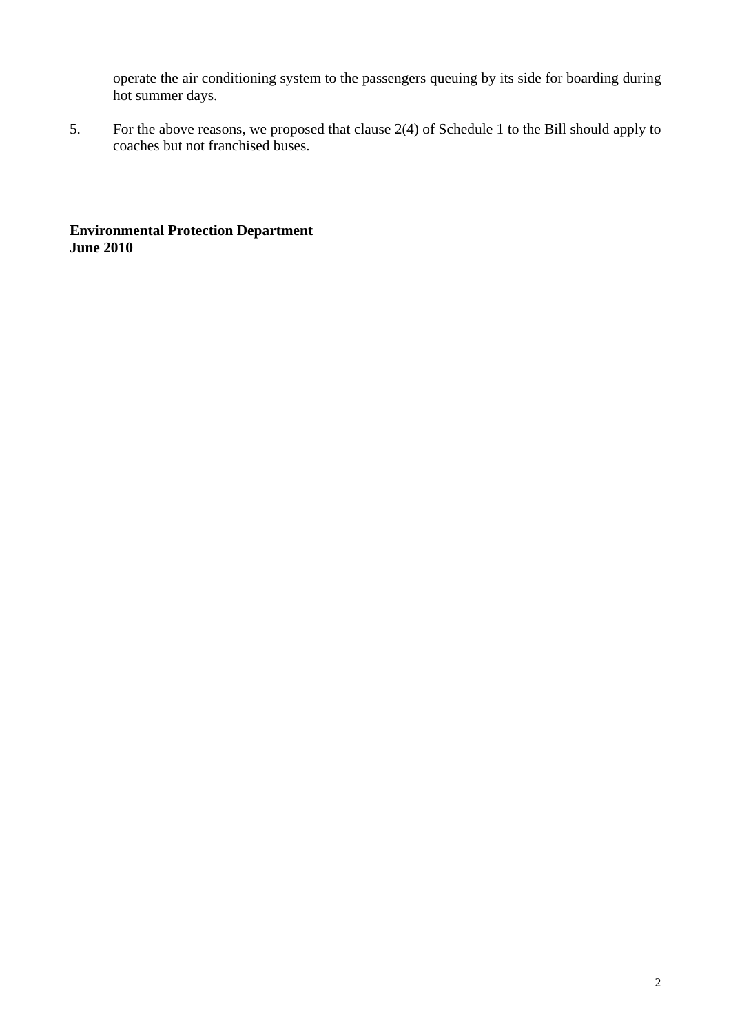operate the air conditioning system to the passengers queuing by its side for boarding during hot summer days.

5. For the above reasons, we proposed that clause 2(4) of Schedule 1 to the Bill should apply to coaches but not franchised buses.

**Environmental Protection Department**
**June 2010**